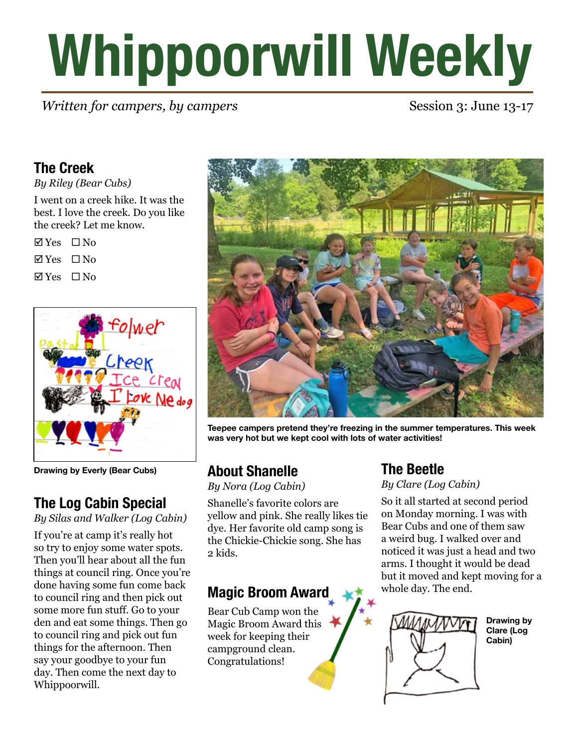# Whippoorwill Weekly

*Written for campers, by campers*

Session 3: June 13-17

## The Creek

*By Riley (Bear Cubs)*

I went on a creek hike. It was the best. I love the creek. Do you like the creek? Let me know.

☑ Yes ☐ No

☑ Yes ☐ No

☑ Yes ☐ No

**Drawing by Everly (Bear Cubs)**

## The Log Cabin Special

*By Silas and Walker (Log Cabin)*

If you're at camp it's really hot so try to enjoy some water spots. Then you'll hear about all the fun things at council ring. Once you're done having some fun come back to council ring and then pick out some more fun stuff. Go to your den and eat some things. Then go to council ring and pick out fun things for the afternoon. Then say your goodbye to your fun day. Then come the next day to Whippoorwill.

**Teepee campers pretend they're freezing in the summer temperatures. This week was very hot but we kept cool with lots of water activities!**

## About Shanelle

*By Nora (Log Cabin)*

Shanelle's favorite colors are yellow and pink. She really likes tie dye. Her favorite old camp song is the Chickie-Chickie song. She has 2 kids.

## Magic Broom Award

Bear Cub Camp won the Magic Broom Award this week for keeping their campground clean. Congratulations!

## The Beetle

*By Clare (Log Cabin)*

So it all started at second period on Monday morning. I was with Bear Cubs and one of them saw a weird bug. I walked over and noticed it was just a head and two arms. I thought it would be dead but it moved and kept moving for a whole day. The end.

**Drawing by Clare (Log Cabin)**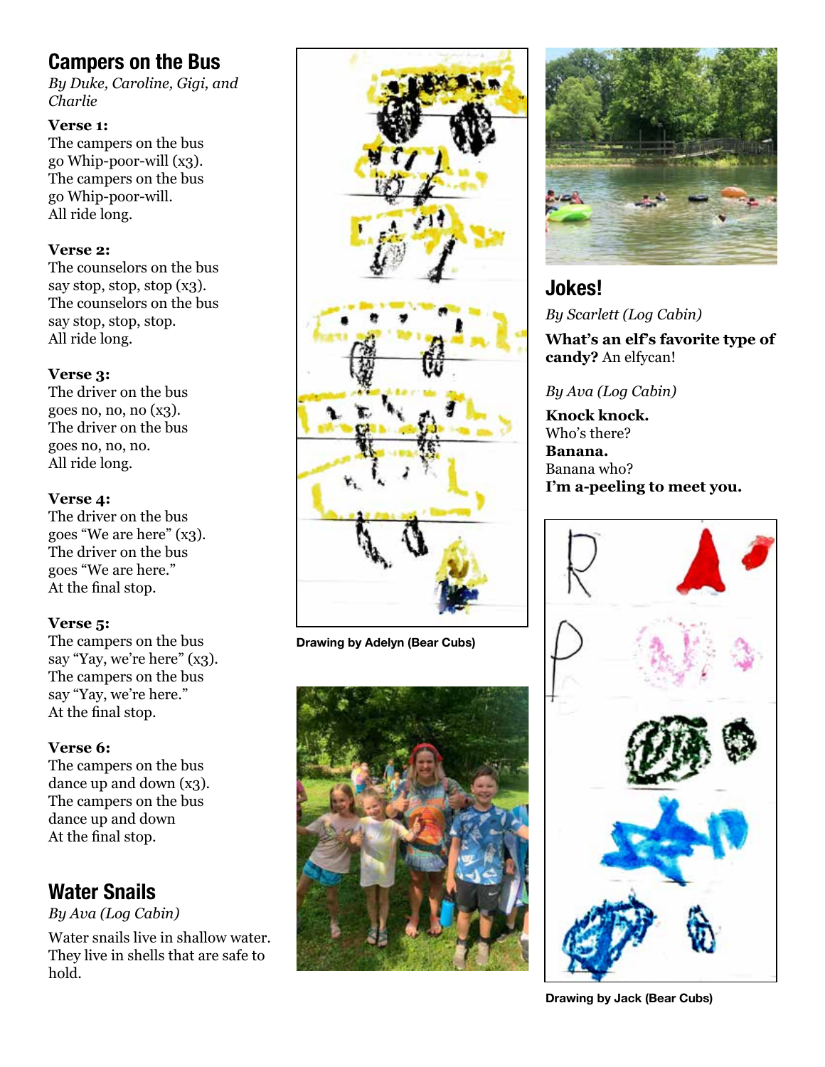## Campers on the Bus

*By Duke, Caroline, Gigi, and Charlie*

**Verse 1:**
The campers on the bus
go Whip-poor-will (x3).
The campers on the bus
go Whip-poor-will.
All ride long.

**Verse 2:**
The counselors on the bus
say stop, stop, stop (x3).
The counselors on the bus
say stop, stop, stop.
All ride long.

**Verse 3:**
The driver on the bus
goes no, no, no (x3).
The driver on the bus
goes no, no, no.
All ride long.

**Verse 4:**
The driver on the bus
goes "We are here" (x3).
The driver on the bus
goes "We are here."
At the final stop.

**Verse 5:**
The campers on the bus
say "Yay, we're here" (x3).
The campers on the bus
say "Yay, we're here."
At the final stop.

**Verse 6:**
The campers on the bus
dance up and down (x3).
The campers on the bus
dance up and down
At the final stop.

## Water Snails

*By Ava (Log Cabin)*

Water snails live in shallow water. They live in shells that are safe to hold.

**Drawing by Adelyn (Bear Cubs)**

## Jokes!

*By Scarlett (Log Cabin)*

**What's an elf's favorite type of candy?** An elfycan!

*By Ava (Log Cabin)*

**Knock knock.**
Who's there?
**Banana.**
Banana who?
**I'm a-peeling to meet you.**

**Drawing by Jack (Bear Cubs)**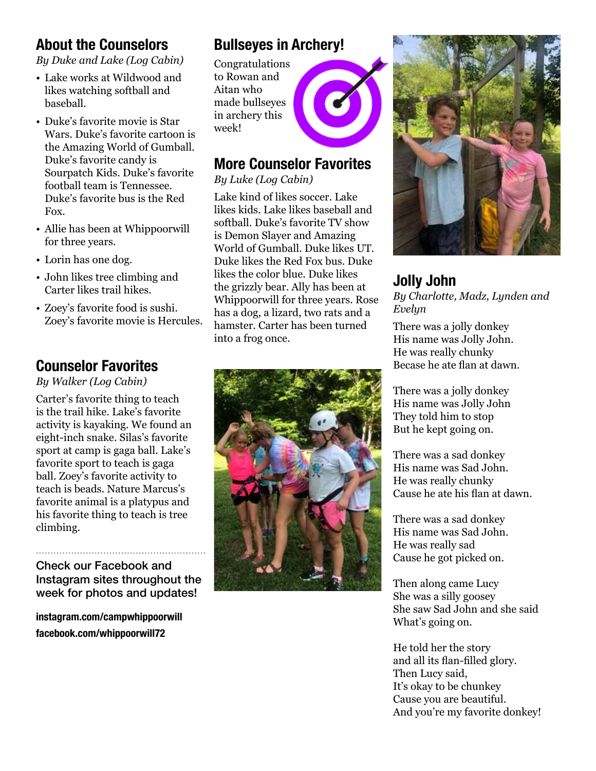## About the Counselors

*By Duke and Lake (Log Cabin)*

- Lake works at Wildwood and likes watching softball and baseball.
- Duke's favorite movie is Star Wars. Duke's favorite cartoon is the Amazing World of Gumball. Duke's favorite candy is Sourpatch Kids. Duke's favorite football team is Tennessee. Duke's favorite bus is the Red Fox.
- Allie has been at Whippoorwill for three years.
- Lorin has one dog.
- John likes tree climbing and Carter likes trail hikes.
- Zoey's favorite food is sushi. Zoey's favorite movie is Hercules.

## Counselor Favorites

*By Walker (Log Cabin)*

Carter's favorite thing to teach is the trail hike. Lake's favorite activity is kayaking. We found an eight-inch snake. Silas's favorite sport at camp is gaga ball. Lake's favorite sport to teach is gaga ball. Zoey's favorite activity to teach is beads. Nature Marcus's favorite animal is a platypus and his favorite thing to teach is tree climbing.

Check our Facebook and Instagram sites throughout the week for photos and updates!

**instagram.com/campwhippoorwill**
**facebook.com/whippoorwill72**

## Bullseyes in Archery!

Congratulations to Rowan and Aitan who made bullseyes in archery this week!

## More Counselor Favorites

*By Luke (Log Cabin)*

Lake kind of likes soccer. Lake likes kids. Lake likes baseball and softball. Duke's favorite TV show is Demon Slayer and Amazing World of Gumball. Duke likes UT. Duke likes the Red Fox bus. Duke likes the color blue. Duke likes the grizzly bear. Ally has been at Whippoorwill for three years. Rose has a dog, a lizard, two rats and a hamster. Carter has been turned into a frog once.

## Jolly John

*By Charlotte, Madz, Lynden and Evelyn*

There was a jolly donkey
His name was Jolly John.
He was really chunky
Becase he ate flan at dawn.

There was a jolly donkey
His name was Jolly John
They told him to stop
But he kept going on.

There was a sad donkey
His name was Sad John.
He was really chunky
Cause he ate his flan at dawn.

There was a sad donkey
His name was Sad John.
He was really sad
Cause he got picked on.

Then along came Lucy
She was a silly goosey
She saw Sad John and she said
What's going on.

He told her the story
and all its flan-filled glory.
Then Lucy said,
It's okay to be chunkey
Cause you are beautiful.
And you're my favorite donkey!